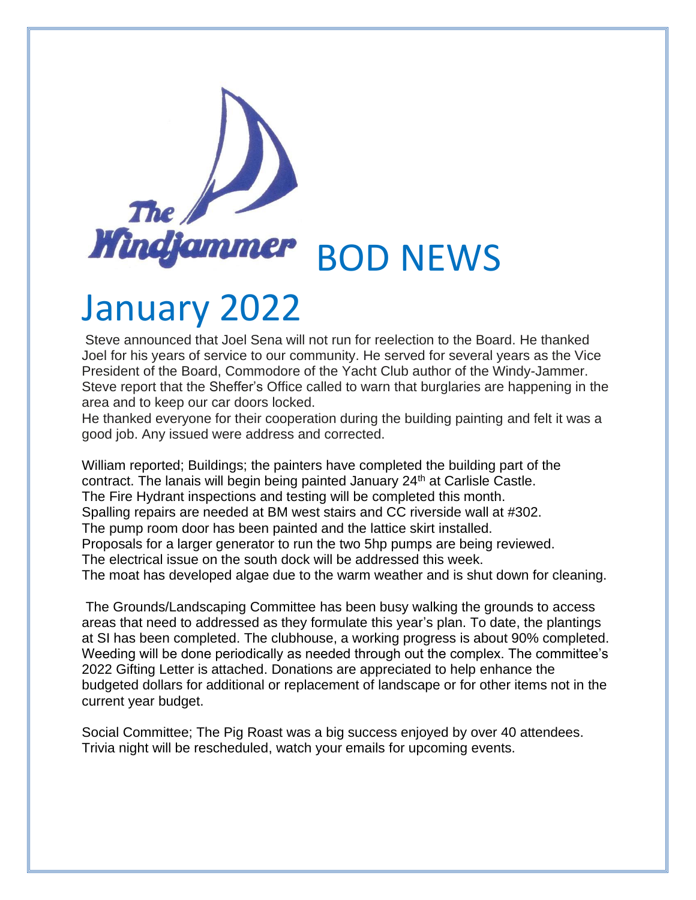# The Windjammer BOD NEWS

# January 2022

Steve announced that Joel Sena will not run for reelection to the Board. He thanked Joel for his years of service to our community. He served for several years as the Vice President of the Board, Commodore of the Yacht Club author of the Windy-Jammer.
Steve report that the Sheffer's Office called to warn that burglaries are happening in the area and to keep our car doors locked.
He thanked everyone for their cooperation during the building painting and felt it was a good job. Any issued were address and corrected.

William reported; Buildings; the painters have completed the building part of the contract. The lanais will begin being painted January 24th at Carlisle Castle.
The Fire Hydrant inspections and testing will be completed this month.
Spalling repairs are needed at BM west stairs and CC riverside wall at #302.
The pump room door has been painted and the lattice skirt installed.
Proposals for a larger generator to run the two 5hp pumps are being reviewed.
The electrical issue on the south dock will be addressed this week.
The moat has developed algae due to the warm weather and is shut down for cleaning.

The Grounds/Landscaping Committee has been busy walking the grounds to access areas that need to addressed as they formulate this year's plan. To date, the plantings at SI has been completed. The clubhouse, a working progress is about 90% completed. Weeding will be done periodically as needed through out the complex. The committee's 2022 Gifting Letter is attached. Donations are appreciated to help enhance the budgeted dollars for additional or replacement of landscape or for other items not in the current year budget.

Social Committee; The Pig Roast was a big success enjoyed by over 40 attendees. Trivia night will be rescheduled, watch your emails for upcoming events.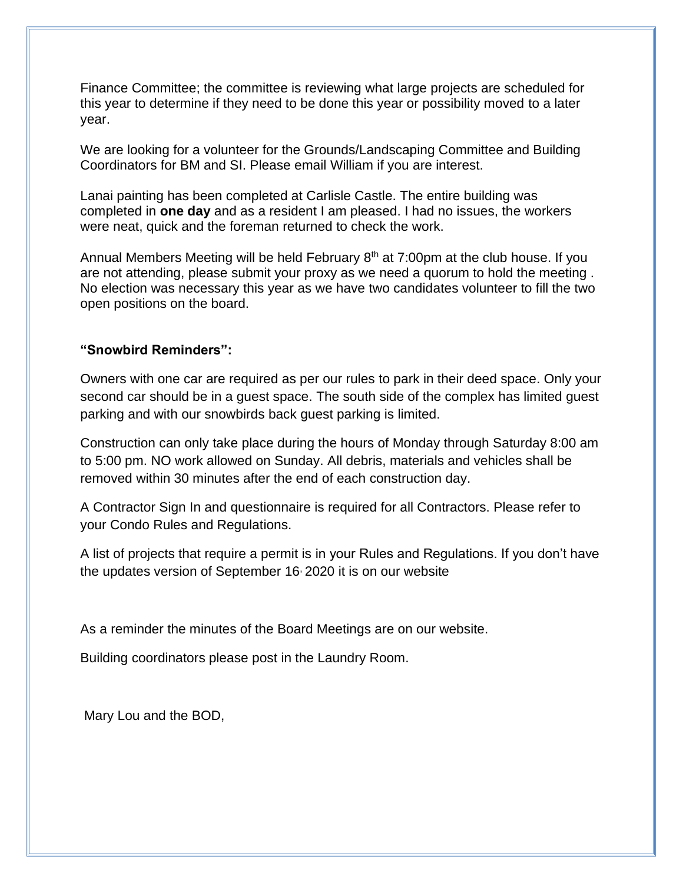Finance Committee; the committee is reviewing what large projects are scheduled for this year to determine if they need to be done this year or possibility moved to a later year.

We are looking for a volunteer for the Grounds/Landscaping Committee and Building Coordinators for BM and SI. Please email William if you are interest.

Lanai painting has been completed at Carlisle Castle. The entire building was completed in **one day** and as a resident I am pleased. I had no issues, the workers were neat, quick and the foreman returned to check the work.

Annual Members Meeting will be held February 8th at 7:00pm at the club house. If you are not attending, please submit your proxy as we need a quorum to hold the meeting . No election was necessary this year as we have two candidates volunteer to fill the two open positions on the board.

**"Snowbird Reminders":**

Owners with one car are required as per our rules to park in their deed space. Only your second car should be in a guest space. The south side of the complex has limited guest parking and with our snowbirds back guest parking is limited.

Construction can only take place during the hours of Monday through Saturday 8:00 am to 5:00 pm. NO work allowed on Sunday. All debris, materials and vehicles shall be removed within 30 minutes after the end of each construction day.

A Contractor Sign In and questionnaire is required for all Contractors. Please refer to your Condo Rules and Regulations.

A list of projects that require a permit is in your Rules and Regulations. If you don't have the updates version of September 16, 2020 it is on our website

As a reminder the minutes of the Board Meetings are on our website.

Building coordinators please post in the Laundry Room.

Mary Lou and the BOD,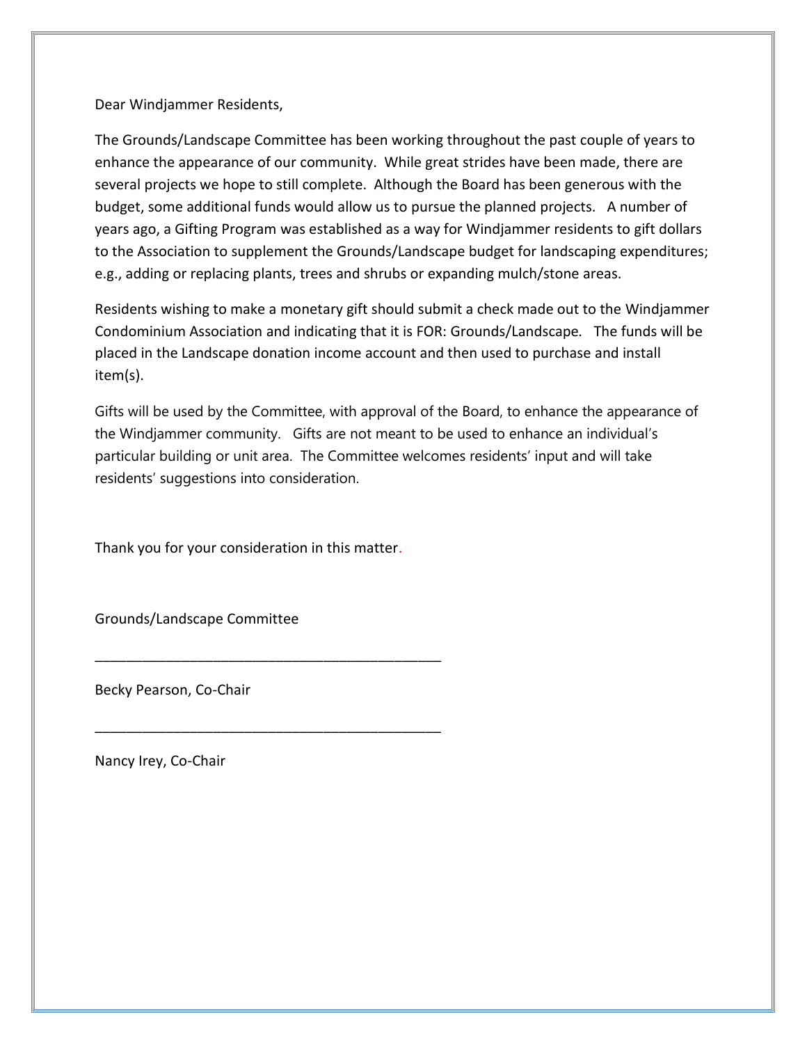Dear Windjammer Residents,

The Grounds/Landscape Committee has been working throughout the past couple of years to enhance the appearance of our community. While great strides have been made, there are several projects we hope to still complete. Although the Board has been generous with the budget, some additional funds would allow us to pursue the planned projects. A number of years ago, a Gifting Program was established as a way for Windjammer residents to gift dollars to the Association to supplement the Grounds/Landscape budget for landscaping expenditures; e.g., adding or replacing plants, trees and shrubs or expanding mulch/stone areas.

Residents wishing to make a monetary gift should submit a check made out to the Windjammer Condominium Association and indicating that it is FOR: Grounds/Landscape. The funds will be placed in the Landscape donation income account and then used to purchase and install item(s).

Gifts will be used by the Committee, with approval of the Board, to enhance the appearance of the Windjammer community. Gifts are not meant to be used to enhance an individual's particular building or unit area. The Committee welcomes residents' input and will take residents' suggestions into consideration.

Thank you for your consideration in this matter.

Grounds/Landscape Committee

_______________________________________________

Becky Pearson, Co-Chair

_______________________________________________

Nancy Irey, Co-Chair